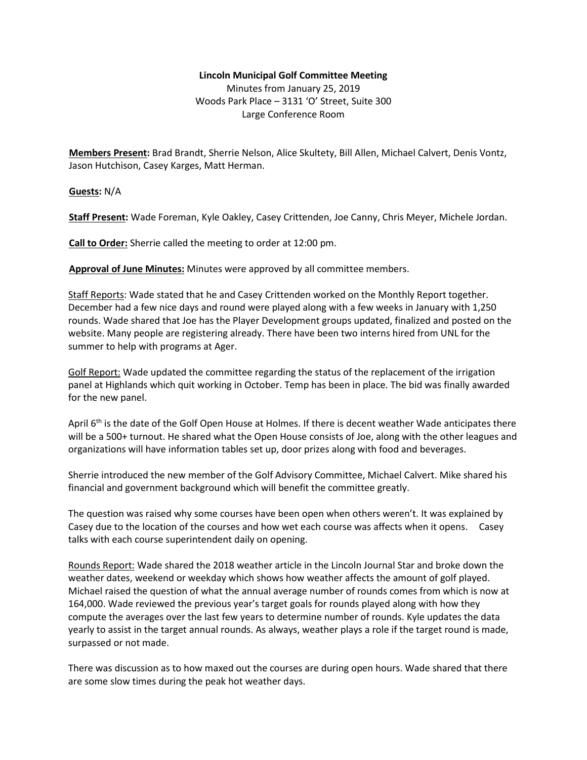**Lincoln Municipal Golf Committee Meeting**

Minutes from January 25, 2019

Woods Park Place – 3131 'O' Street, Suite 300

Large Conference Room

**Members Present:** Brad Brandt, Sherrie Nelson, Alice Skultety, Bill Allen, Michael Calvert, Denis Vontz, Jason Hutchison, Casey Karges, Matt Herman.

**Guests:** N/A

**Staff Present:** Wade Foreman, Kyle Oakley, Casey Crittenden, Joe Canny, Chris Meyer, Michele Jordan.

**Call to Order:** Sherrie called the meeting to order at 12:00 pm.

**Approval of June Minutes:** Minutes were approved by all committee members.

Staff Reports: Wade stated that he and Casey Crittenden worked on the Monthly Report together. December had a few nice days and round were played along with a few weeks in January with 1,250 rounds. Wade shared that Joe has the Player Development groups updated, finalized and posted on the website. Many people are registering already. There have been two interns hired from UNL for the summer to help with programs at Ager.

Golf Report: Wade updated the committee regarding the status of the replacement of the irrigation panel at Highlands which quit working in October. Temp has been in place. The bid was finally awarded for the new panel.

April 6th is the date of the Golf Open House at Holmes. If there is decent weather Wade anticipates there will be a 500+ turnout. He shared what the Open House consists of Joe, along with the other leagues and organizations will have information tables set up, door prizes along with food and beverages.

Sherrie introduced the new member of the Golf Advisory Committee, Michael Calvert. Mike shared his financial and government background which will benefit the committee greatly.

The question was raised why some courses have been open when others weren't. It was explained by Casey due to the location of the courses and how wet each course was affects when it opens. Casey talks with each course superintendent daily on opening.

Rounds Report: Wade shared the 2018 weather article in the Lincoln Journal Star and broke down the weather dates, weekend or weekday which shows how weather affects the amount of golf played. Michael raised the question of what the annual average number of rounds comes from which is now at 164,000. Wade reviewed the previous year's target goals for rounds played along with how they compute the averages over the last few years to determine number of rounds. Kyle updates the data yearly to assist in the target annual rounds. As always, weather plays a role if the target round is made, surpassed or not made.

There was discussion as to how maxed out the courses are during open hours. Wade shared that there are some slow times during the peak hot weather days.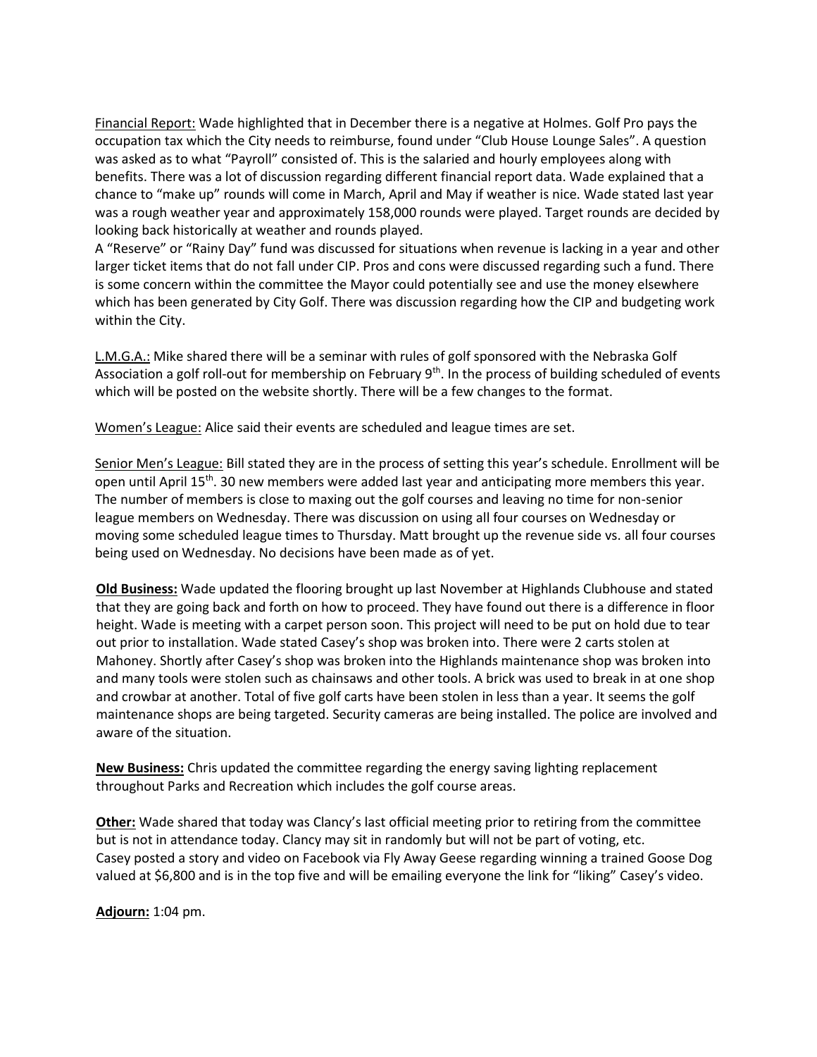Financial Report: Wade highlighted that in December there is a negative at Holmes. Golf Pro pays the occupation tax which the City needs to reimburse, found under "Club House Lounge Sales". A question was asked as to what "Payroll" consisted of. This is the salaried and hourly employees along with benefits. There was a lot of discussion regarding different financial report data. Wade explained that a chance to "make up" rounds will come in March, April and May if weather is nice. Wade stated last year was a rough weather year and approximately 158,000 rounds were played. Target rounds are decided by looking back historically at weather and rounds played.
A "Reserve" or "Rainy Day" fund was discussed for situations when revenue is lacking in a year and other larger ticket items that do not fall under CIP. Pros and cons were discussed regarding such a fund. There is some concern within the committee the Mayor could potentially see and use the money elsewhere which has been generated by City Golf. There was discussion regarding how the CIP and budgeting work within the City.

L.M.G.A.: Mike shared there will be a seminar with rules of golf sponsored with the Nebraska Golf Association a golf roll-out for membership on February 9th. In the process of building scheduled of events which will be posted on the website shortly. There will be a few changes to the format.

Women's League: Alice said their events are scheduled and league times are set.

Senior Men's League: Bill stated they are in the process of setting this year's schedule. Enrollment will be open until April 15th. 30 new members were added last year and anticipating more members this year. The number of members is close to maxing out the golf courses and leaving no time for non-senior league members on Wednesday. There was discussion on using all four courses on Wednesday or moving some scheduled league times to Thursday. Matt brought up the revenue side vs. all four courses being used on Wednesday. No decisions have been made as of yet.

**Old Business:** Wade updated the flooring brought up last November at Highlands Clubhouse and stated that they are going back and forth on how to proceed. They have found out there is a difference in floor height. Wade is meeting with a carpet person soon. This project will need to be put on hold due to tear out prior to installation. Wade stated Casey's shop was broken into. There were 2 carts stolen at Mahoney. Shortly after Casey's shop was broken into the Highlands maintenance shop was broken into and many tools were stolen such as chainsaws and other tools. A brick was used to break in at one shop and crowbar at another. Total of five golf carts have been stolen in less than a year. It seems the golf maintenance shops are being targeted. Security cameras are being installed. The police are involved and aware of the situation.

**New Business:** Chris updated the committee regarding the energy saving lighting replacement throughout Parks and Recreation which includes the golf course areas.

**Other:** Wade shared that today was Clancy's last official meeting prior to retiring from the committee but is not in attendance today. Clancy may sit in randomly but will not be part of voting, etc.
Casey posted a story and video on Facebook via Fly Away Geese regarding winning a trained Goose Dog valued at $6,800 and is in the top five and will be emailing everyone the link for "liking" Casey's video.

**Adjourn:** 1:04 pm.